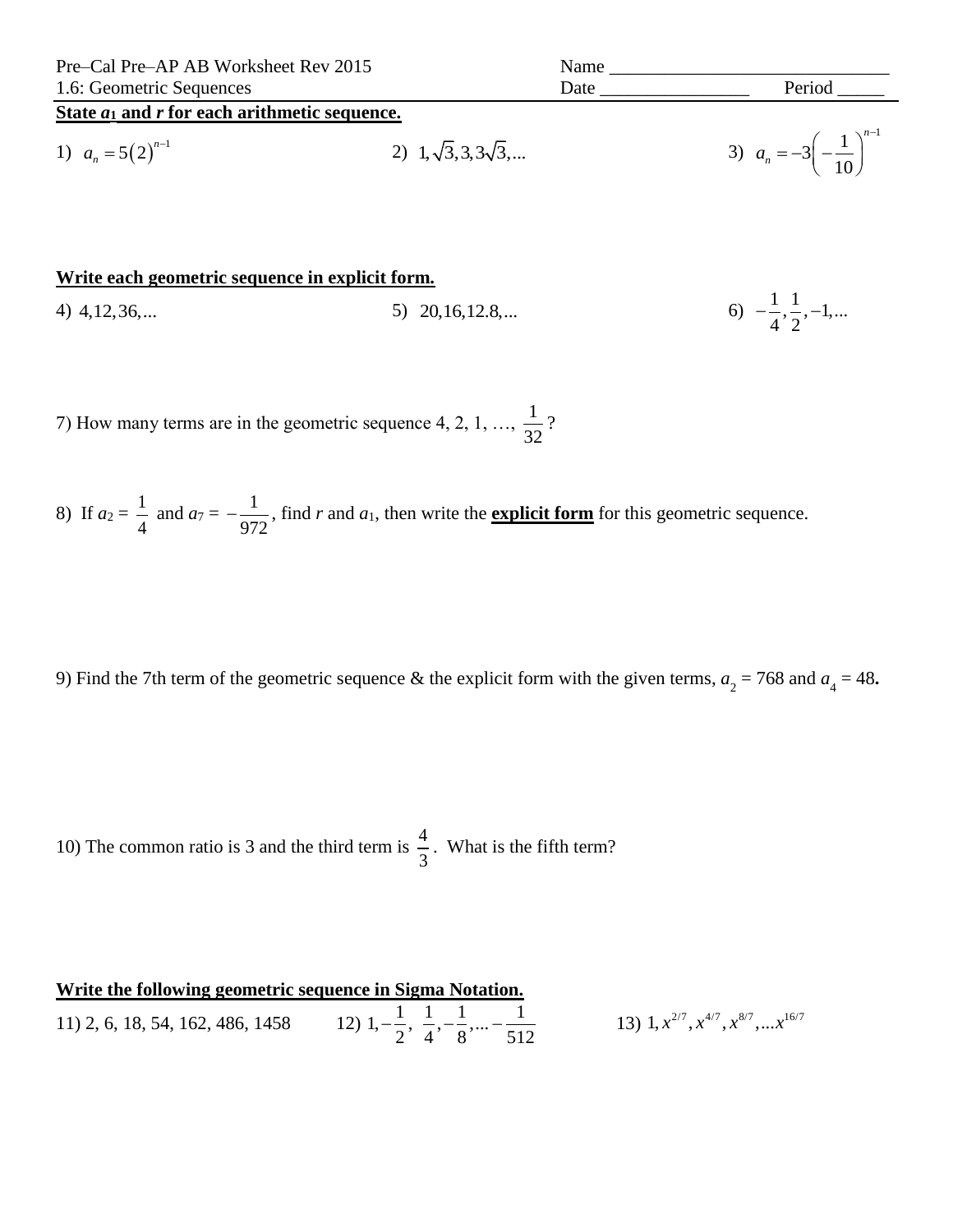Pre–Cal Pre–AP AB Worksheet Rev 2015
1.6: Geometric Sequences

Name ______________________________
Date ________________ Period _____

**State $a_1$ and $r$ for each arithmetic sequence.**

1) $a_n = 5(2)^{n-1}$

2) $1, \sqrt{3}, 3, 3\sqrt{3}, ...$

3) $a_n = -3\left(-\frac{1}{10}\right)^{n-1}$

**Write each geometric sequence in explicit form.**

4) $4, 12, 36, ...$

5) $20, 16, 12.8, ...$

6) $-\frac{1}{4}, \frac{1}{2}, -1, ...$

7) How many terms are in the geometric sequence 4, 2, 1, …, $\frac{1}{32}$?

8) If $a_2 = \frac{1}{4}$ and $a_7 = -\frac{1}{972}$, find $r$ and $a_1$, then write the **explicit form** for this geometric sequence.

9) Find the 7th term of the geometric sequence & the explicit form with the given terms, $a_2 = 768$ and $a_4 = 48$.

10) The common ratio is 3 and the third term is $\frac{4}{3}$. What is the fifth term?

**Write the following geometric sequence in Sigma Notation.**

11) 2, 6, 18, 54, 162, 486, 1458

12) $1, -\frac{1}{2}, \frac{1}{4}, -\frac{1}{8}, ... -\frac{1}{512}$

13) $1, x^{2/7}, x^{4/7}, x^{8/7}, ... x^{16/7}$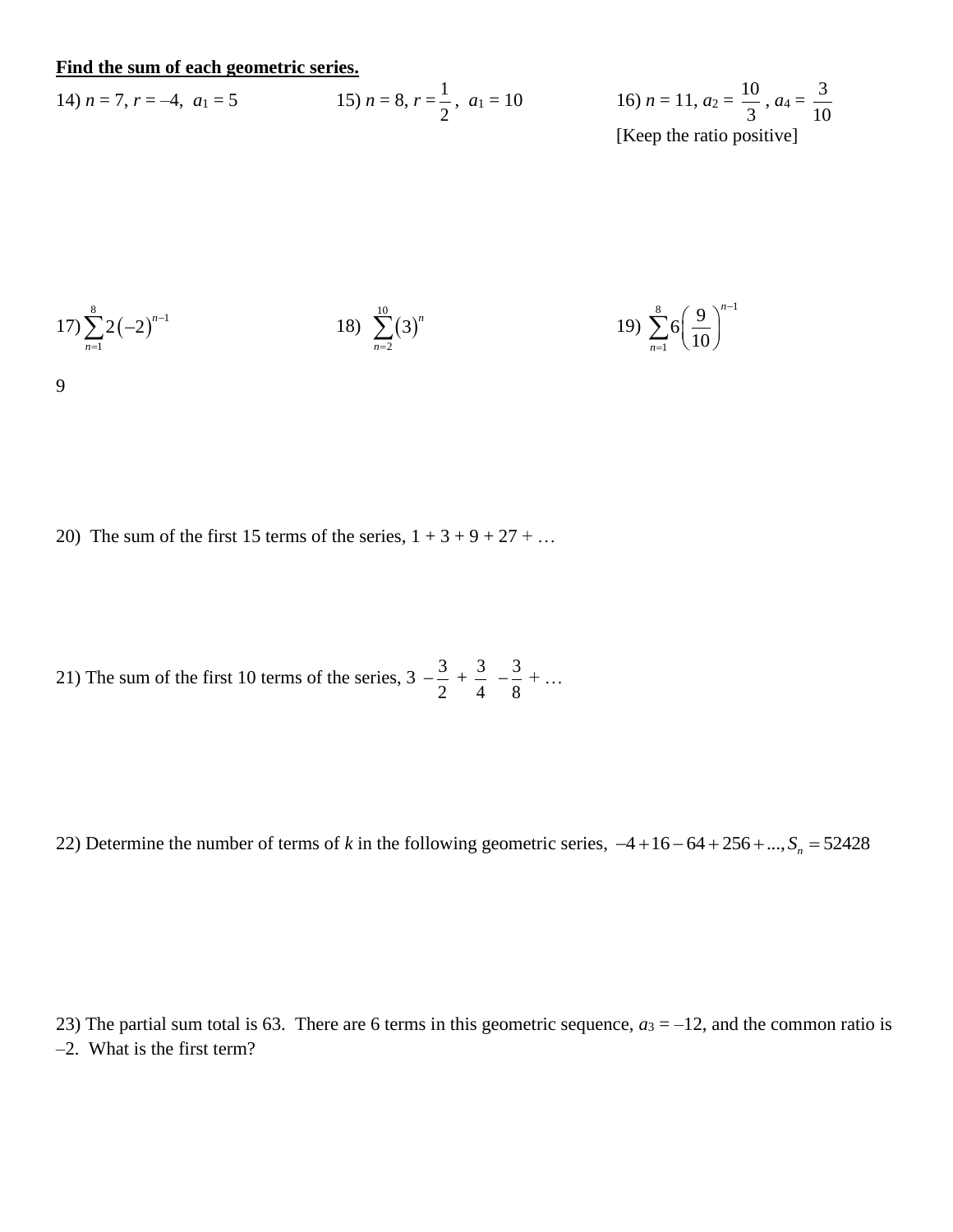**Find the sum of each geometric series.**

14) $n = 7$, $r = -4$, $a_1 = 5$

15) $n = 8$, $r = \frac{1}{2}$, $a_1 = 10$

16) $n = 11$, $a_2 = \frac{10}{3}$, $a_4 = \frac{3}{10}$
[Keep the ratio positive]

17) $\sum_{n=1}^{8} 2(-2)^{n-1}$

18) $\sum_{n=2}^{10} (3)^n$

19) $\sum_{n=1}^{8} 6\left(\frac{9}{10}\right)^{n-1}$

9

20) The sum of the first 15 terms of the series, 1 + 3 + 9 + 27 + …

21) The sum of the first 10 terms of the series, $3 - \frac{3}{2} + \frac{3}{4} - \frac{3}{8} + \ldots$

22) Determine the number of terms of *k* in the following geometric series, $-4 + 16 - 64 + 256 + ..., S_n = 52428$

23) The partial sum total is 63. There are 6 terms in this geometric sequence, $a_3 = -12$, and the common ratio is $-2$. What is the first term?